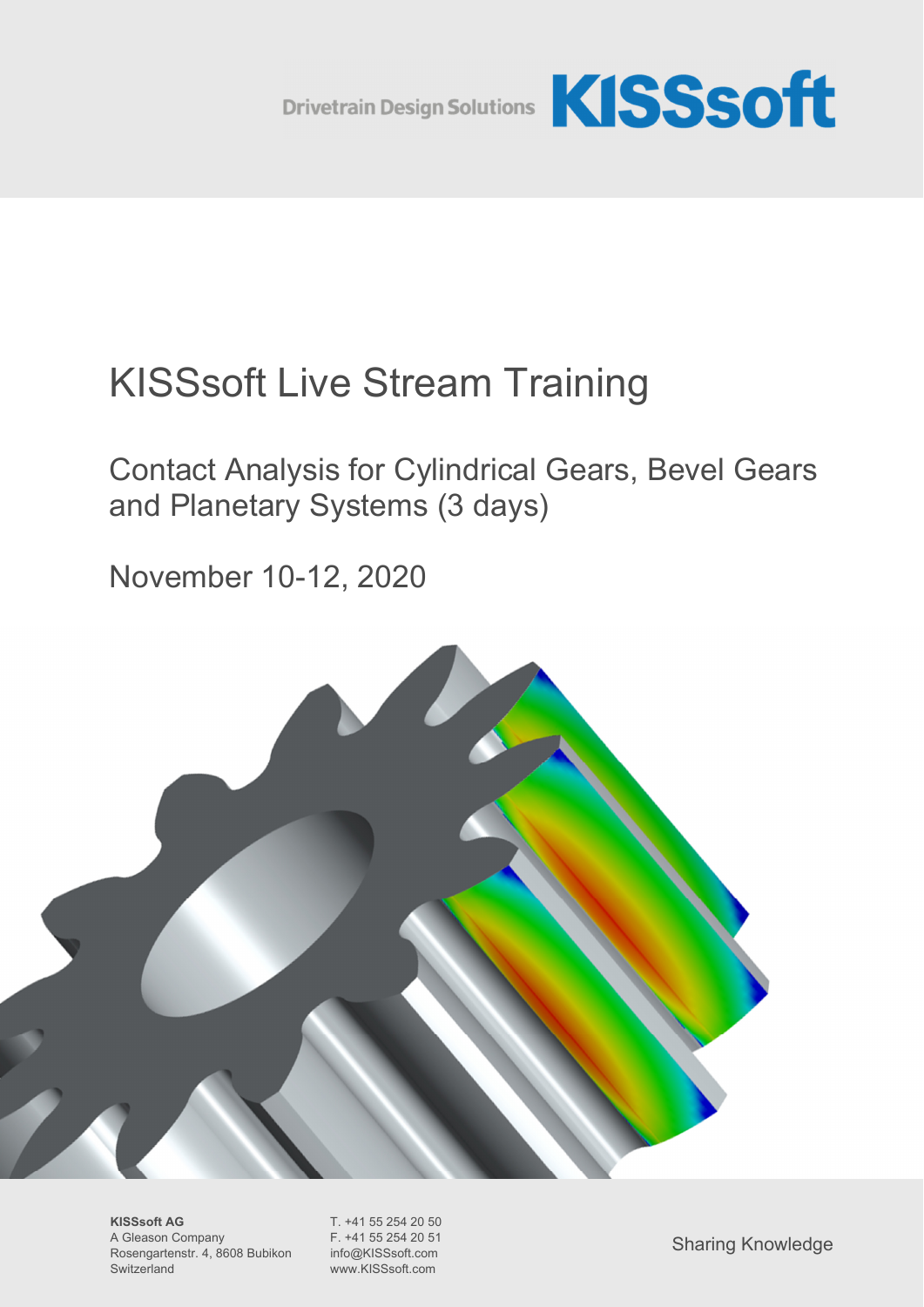Drivetrain Design Solutions **KISSsoft**

# KISSsoft Live Stream Training

## Contact Analysis for Cylindrical Gears, Bevel Gears and Planetary Systems (3 days)

## November 10-12, 2020

**KISSsoft AG**
A Gleason Company
Rosengartenstr. 4, 8608 Bubikon
Switzerland

T. +41 55 254 20 50
F. +41 55 254 20 51
info@KISSsoft.com
www.KISSsoft.com

Sharing Knowledge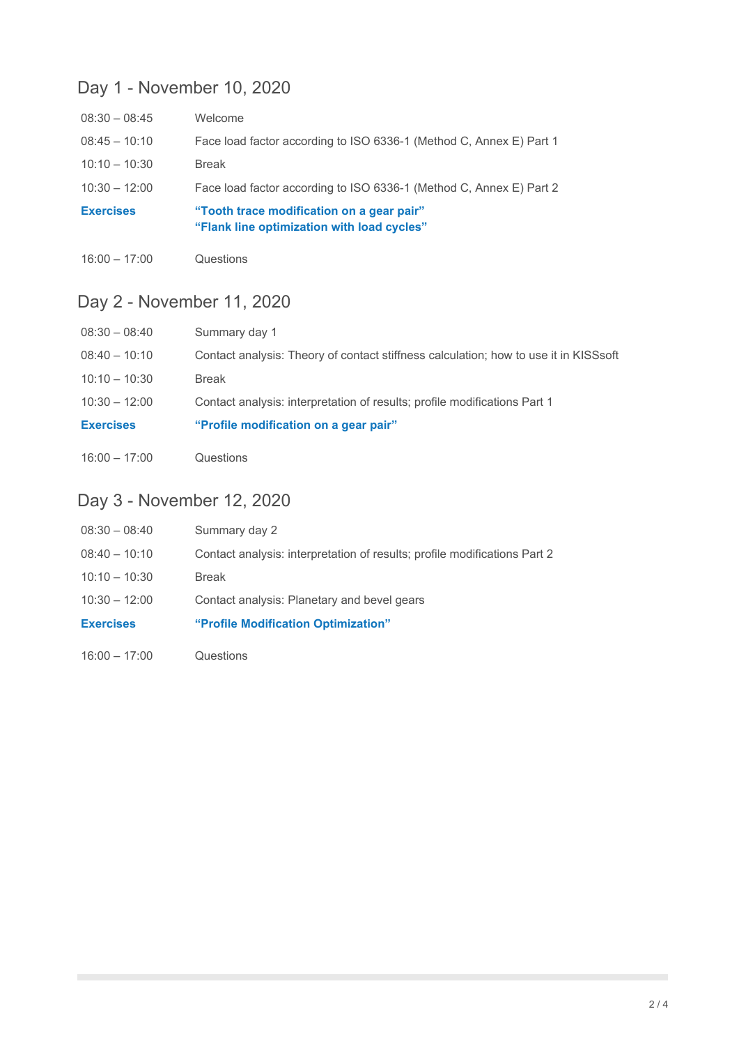## Day 1 - November 10, 2020

| | |
|---|---|
| 08:30 – 08:45 | Welcome |
| 08:45 – 10:10 | Face load factor according to ISO 6336-1 (Method C, Annex E) Part 1 |
| 10:10 – 10:30 | Break |
| 10:30 – 12:00 | Face load factor according to ISO 6336-1 (Method C, Annex E) Part 2 |
| **Exercises** | **“Tooth trace modification on a gear pair”**<br>**“Flank line optimization with load cycles”** |
| 16:00 – 17:00 | Questions |

## Day 2 - November 11, 2020

| | |
|---|---|
| 08:30 – 08:40 | Summary day 1 |
| 08:40 – 10:10 | Contact analysis: Theory of contact stiffness calculation; how to use it in KISSsoft |
| 10:10 – 10:30 | Break |
| 10:30 – 12:00 | Contact analysis: interpretation of results; profile modifications Part 1 |
| **Exercises** | **“Profile modification on a gear pair”** |
| 16:00 – 17:00 | Questions |

## Day 3 - November 12, 2020

| | |
|---|---|
| 08:30 – 08:40 | Summary day 2 |
| 08:40 – 10:10 | Contact analysis: interpretation of results; profile modifications Part 2 |
| 10:10 – 10:30 | Break |
| 10:30 – 12:00 | Contact analysis: Planetary and bevel gears |
| **Exercises** | **“Profile Modification Optimization”** |
| 16:00 – 17:00 | Questions |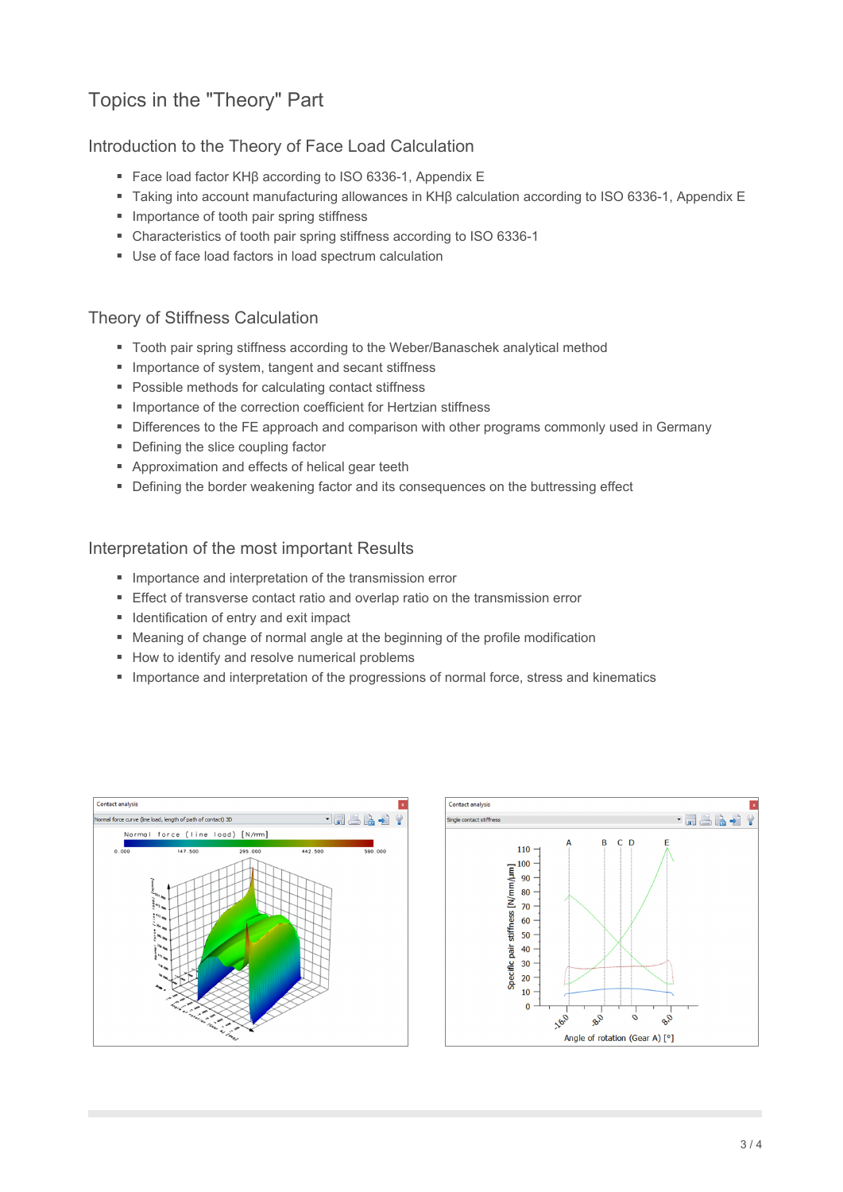# Topics in the "Theory" Part

## Introduction to the Theory of Face Load Calculation

- Face load factor KHβ according to ISO 6336-1, Appendix E
- Taking into account manufacturing allowances in KHβ calculation according to ISO 6336-1, Appendix E
- Importance of tooth pair spring stiffness
- Characteristics of tooth pair spring stiffness according to ISO 6336-1
- Use of face load factors in load spectrum calculation

## Theory of Stiffness Calculation

- Tooth pair spring stiffness according to the Weber/Banaschek analytical method
- Importance of system, tangent and secant stiffness
- Possible methods for calculating contact stiffness
- Importance of the correction coefficient for Hertzian stiffness
- Differences to the FE approach and comparison with other programs commonly used in Germany
- Defining the slice coupling factor
- Approximation and effects of helical gear teeth
- Defining the border weakening factor and its consequences on the buttressing effect

## Interpretation of the most important Results

- Importance and interpretation of the transmission error
- Effect of transverse contact ratio and overlap ratio on the transmission error
- Identification of entry and exit impact
- Meaning of change of normal angle at the beginning of the profile modification
- How to identify and resolve numerical problems
- Importance and interpretation of the progressions of normal force, stress and kinematics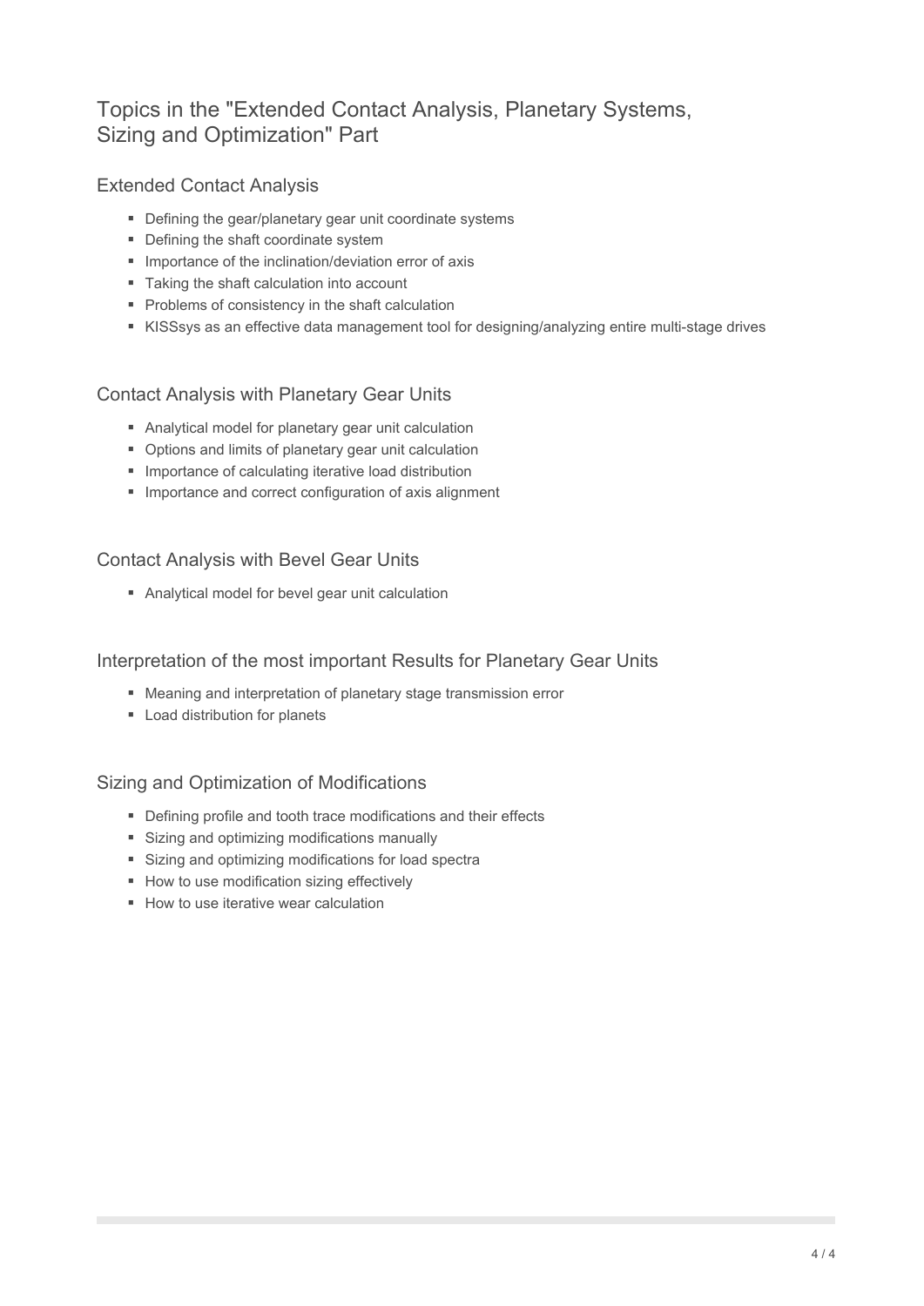## Topics in the "Extended Contact Analysis, Planetary Systems, Sizing and Optimization" Part

### Extended Contact Analysis

- Defining the gear/planetary gear unit coordinate systems
- Defining the shaft coordinate system
- Importance of the inclination/deviation error of axis
- Taking the shaft calculation into account
- Problems of consistency in the shaft calculation
- KISSsys as an effective data management tool for designing/analyzing entire multi-stage drives

### Contact Analysis with Planetary Gear Units

- Analytical model for planetary gear unit calculation
- Options and limits of planetary gear unit calculation
- Importance of calculating iterative load distribution
- Importance and correct configuration of axis alignment

### Contact Analysis with Bevel Gear Units

- Analytical model for bevel gear unit calculation

### Interpretation of the most important Results for Planetary Gear Units

- Meaning and interpretation of planetary stage transmission error
- Load distribution for planets

### Sizing and Optimization of Modifications

- Defining profile and tooth trace modifications and their effects
- Sizing and optimizing modifications manually
- Sizing and optimizing modifications for load spectra
- How to use modification sizing effectively
- How to use iterative wear calculation